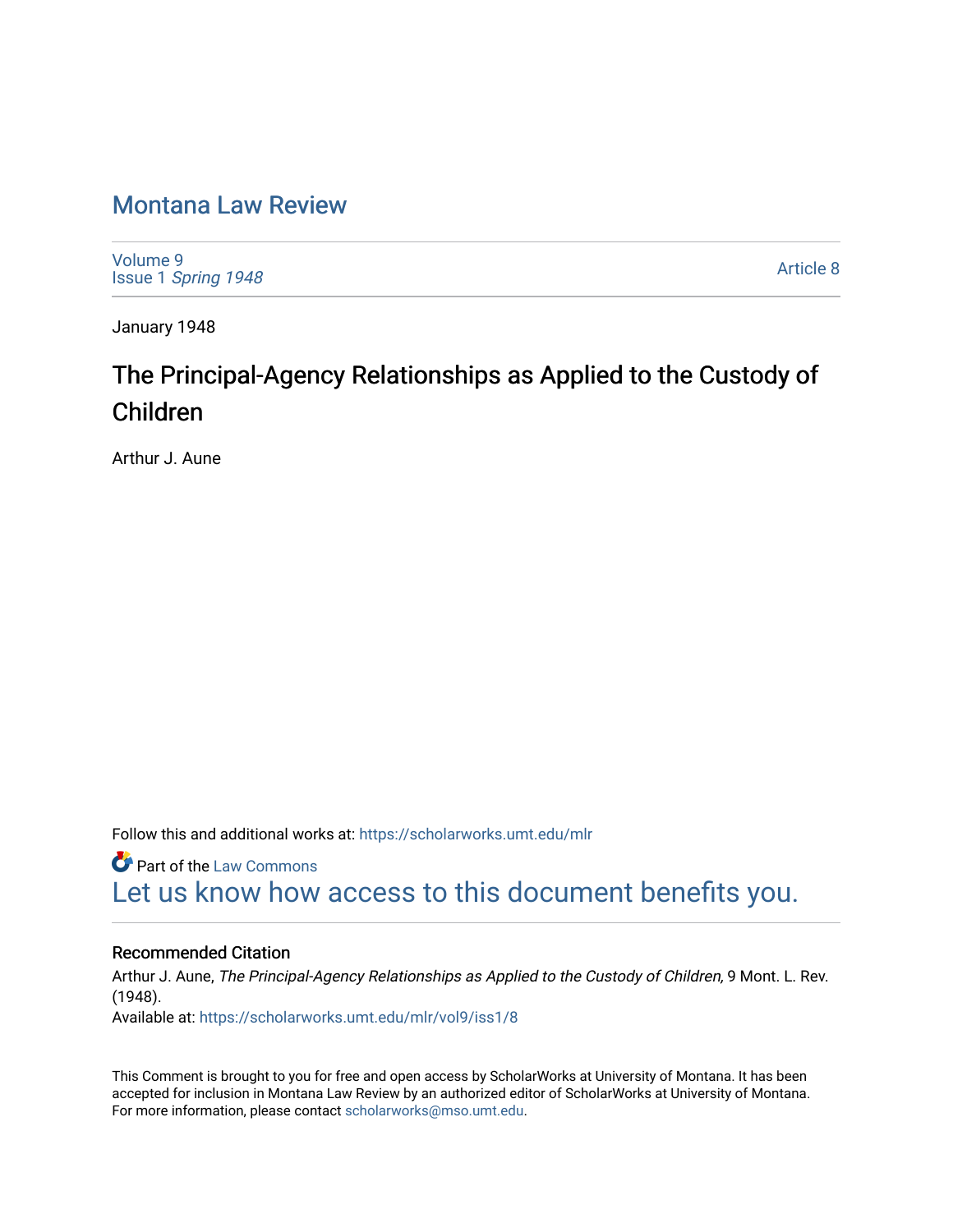# Montana Law Review

Volume 9
Issue 1 *Spring 1948*

Article 8

January 1948

## The Principal-Agency Relationships as Applied to the Custody of Children

Arthur J. Aune

Follow this and additional works at: https://scholarworks.umt.edu/mlr

Part of the Law Commons

Let us know how access to this document benefits you.

### Recommended Citation

Arthur J. Aune, *The Principal-Agency Relationships as Applied to the Custody of Children,* 9 Mont. L. Rev. (1948).

Available at: https://scholarworks.umt.edu/mlr/vol9/iss1/8

This Comment is brought to you for free and open access by ScholarWorks at University of Montana. It has been accepted for inclusion in Montana Law Review by an authorized editor of ScholarWorks at University of Montana. For more information, please contact scholarworks@mso.umt.edu.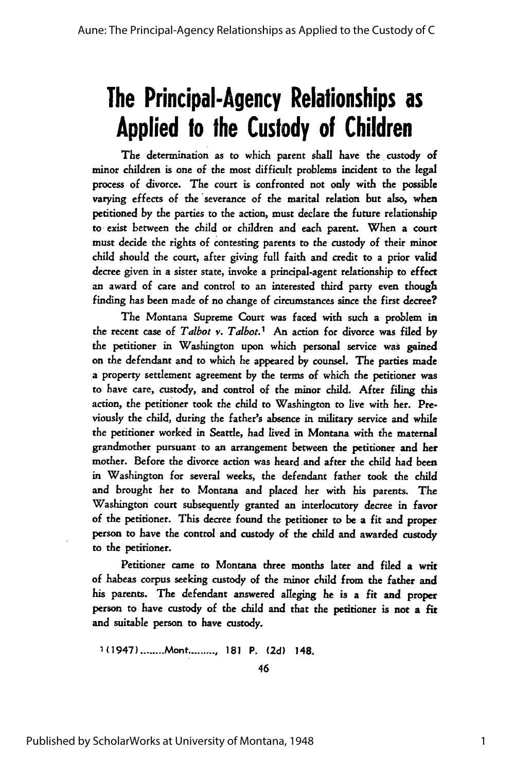# The Principal-Agency Relationships as Applied to the Custody of Children

The determination as to which parent shall have the custody of minor children is one of the most difficult problems incident to the legal process of divorce. The court is confronted not only with the possible varying effects of the severance of the marital relation but also, when petitioned by the parties to the action, must declare the future relationship to exist between the child or children and each parent. When a court must decide the rights of contesting parents to the custody of their minor child should the court, after giving full faith and credit to a prior valid decree given in a sister state, invoke a principal-agent relationship to effect an award of care and control to an interested third party even though finding has been made of no change of circumstances since the first decree?

The Montana Supreme Court was faced with such a problem in the recent case of *Talbot v. Talbot.*[1] An action for divorce was filed by the petitioner in Washington upon which personal service was gained on the defendant and to which he appeared by counsel. The parties made a property settlement agreement by the terms of which the petitioner was to have care, custody, and control of the minor child. After filing this action, the petitioner took the child to Washington to live with her. Previously the child, during the father's absence in military service and while the petitioner worked in Seattle, had lived in Montana with the maternal grandmother pursuant to an arrangement between the petitioner and her mother. Before the divorce action was heard and after the child had been in Washington for several weeks, the defendant father took the child and brought her to Montana and placed her with his parents. The Washington court subsequently granted an interlocutory decree in favor of the petitioner. This decree found the petitioner to be a fit and proper person to have the control and custody of the child and awarded custody to the petitioner.

Petitioner came to Montana three months later and filed a writ of habeas corpus seeking custody of the minor child from the father and his parents. The defendant answered alleging he is a fit and proper person to have custody of the child and that the petitioner is not a fit and suitable person to have custody.

[1] (1947) ........Mont........., 181 P. (2d) 148.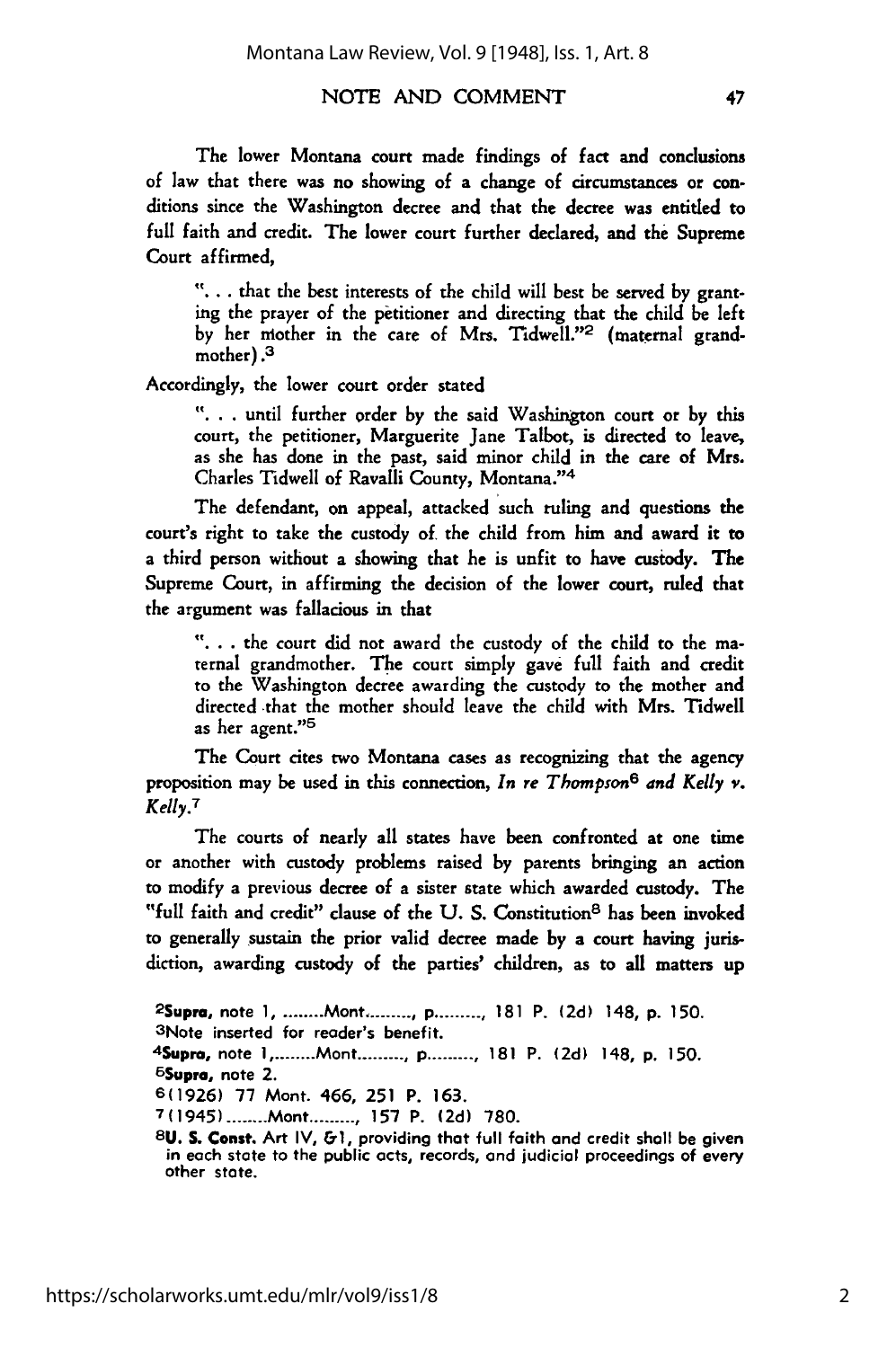The lower Montana court made findings of fact and conclusions of law that there was no showing of a change of circumstances or conditions since the Washington decree and that the decree was entitled to full faith and credit. The lower court further declared, and the Supreme Court affirmed,

> ". . . that the best interests of the child will best be served by granting the prayer of the petitioner and directing that the child be left by her mother in the care of Mrs. Tidwell."[2] (maternal grandmother).[3]

Accordingly, the lower court order stated

> ". . . until further order by the said Washington court or by this court, the petitioner, Marguerite Jane Talbot, is directed to leave, as she has done in the past, said minor child in the care of Mrs. Charles Tidwell of Ravalli County, Montana."[4]

The defendant, on appeal, attacked such ruling and questions the court's right to take the custody of the child from him and award it to a third person without a showing that he is unfit to have custody. The Supreme Court, in affirming the decision of the lower court, ruled that the argument was fallacious in that

> ". . . the court did not award the custody of the child to the maternal grandmother. The court simply gave full faith and credit to the Washington decree awarding the custody to the mother and directed that the mother should leave the child with Mrs. Tidwell as her agent."[5]

The Court cites two Montana cases as recognizing that the agency proposition may be used in this connection, *In re Thompson*[6] *and Kelly v. Kelly.*[7]

The courts of nearly all states have been confronted at one time or another with custody problems raised by parents bringing an action to modify a previous decree of a sister state which awarded custody. The "full faith and credit" clause of the U. S. Constitution[8] has been invoked to generally sustain the prior valid decree made by a court having jurisdiction, awarding custody of the parties' children, as to all matters up

---

[2]**Supra**, note 1, ........Mont........., p........., 181 P. (2d) 148, p. 150.

[3]Note inserted for reader's benefit.

[4]**Supra**, note 1,........Mont........., p........., 181 P. (2d) 148, p. 150.

[5]**Supra**, note 2.

[6](1926) 77 Mont. 466, 251 P. 163.

[7](1945)........Mont........., 157 P. (2d) 780.

[8]**U. S. Const.** Art IV, §1, providing that full faith and credit shall be given in each state to the public acts, records, and judicial proceedings of every other state.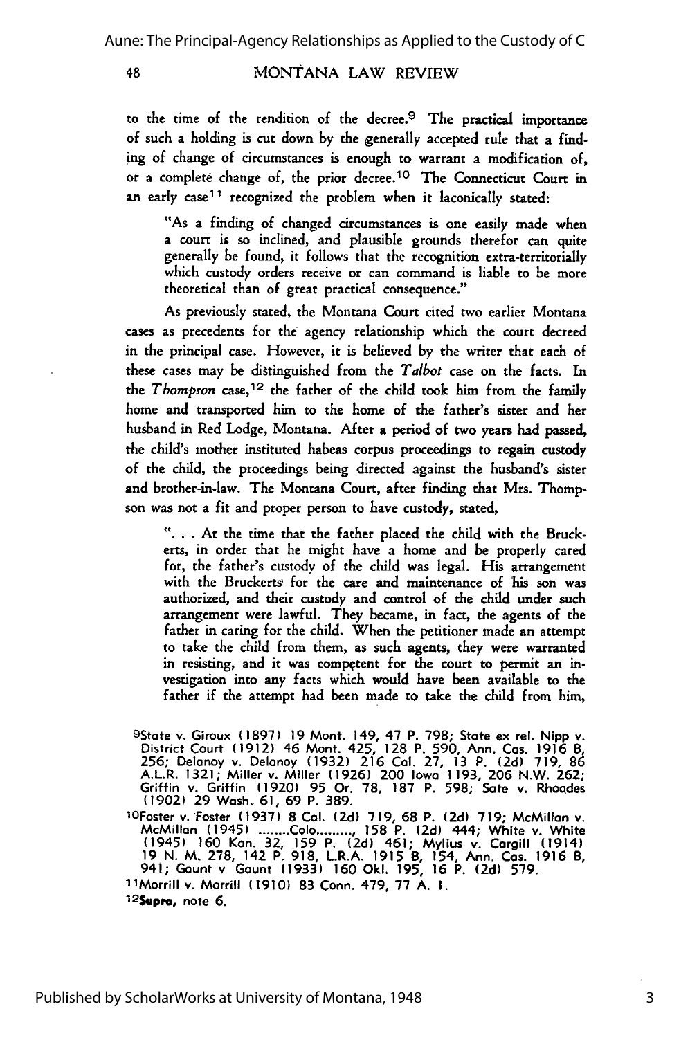to the time of the rendition of the decree.[9] The practical importance of such a holding is cut down by the generally accepted rule that a finding of change of circumstances is enough to warrant a modification of, or a complete change of, the prior decree.[10] The Connecticut Court in an early case[11] recognized the problem when it laconically stated:

> "As a finding of changed circumstances is one easily made when a court is so inclined, and plausible grounds therefor can quite generally be found, it follows that the recognition extra-territorially which custody orders receive or can command is liable to be more theoretical than of great practical consequence."

As previously stated, the Montana Court cited two earlier Montana cases as precedents for the agency relationship which the court decreed in the principal case. However, it is believed by the writer that each of these cases may be distinguished from the *Talbot* case on the facts. In the *Thompson* case,[12] the father of the child took him from the family home and transported him to the home of the father's sister and her husband in Red Lodge, Montana. After a period of two years had passed, the child's mother instituted habeas corpus proceedings to regain custody of the child, the proceedings being directed against the husband's sister and brother-in-law. The Montana Court, after finding that Mrs. Thompson was not a fit and proper person to have custody, stated,

> ". . . At the time that the father placed the child with the Bruckerts, in order that he might have a home and be properly cared for, the father's custody of the child was legal. His arrangement with the Bruckerts for the care and maintenance of his son was authorized, and their custody and control of the child under such arrangement were lawful. They became, in fact, the agents of the father in caring for the child. When the petitioner made an attempt to take the child from them, as such agents, they were warranted in resisting, and it was competent for the court to permit an investigation into any facts which would have been available to the father if the attempt had been made to take the child from him,

---

[9] State v. Giroux (1897) 19 Mont. 149, 47 P. 798; State ex rel. Nipp v. District Court (1912) 46 Mont. 425, 128 P. 590, Ann. Cas. 1916 B, 256; Delanoy v. Delanoy (1932) 216 Cal. 27, 13 P. (2d) 719, 86 A.L.R. 1321; Miller v. Miller (1926) 200 Iowa 1193, 206 N.W. 262; Griffin v. Griffin (1920) 95 Or. 78, 187 P. 598; Sate v. Rhoades (1902) 29 Wash. 61, 69 P. 389.

[10] Foster v. Foster (1937) 8 Cal. (2d) 719, 68 P. (2d) 719; McMillan v. McMillan (1945) ........Colo........., 158 P. (2d) 444; White v. White (1945) 160 Kan. 32, 159 P. (2d) 461; Mylius v. Cargill (1914) 19 N. M. 278, 142 P. 918, L.R.A. 1915 B, 154, Ann. Cas. 1916 B, 941; Gaunt v Gaunt (1933) 160 Okl. 195, 16 P. (2d) 579.

[11] Morrill v. Morrill (1910) 83 Conn. 479, 77 A. 1.

[12] **Supra**, note 6.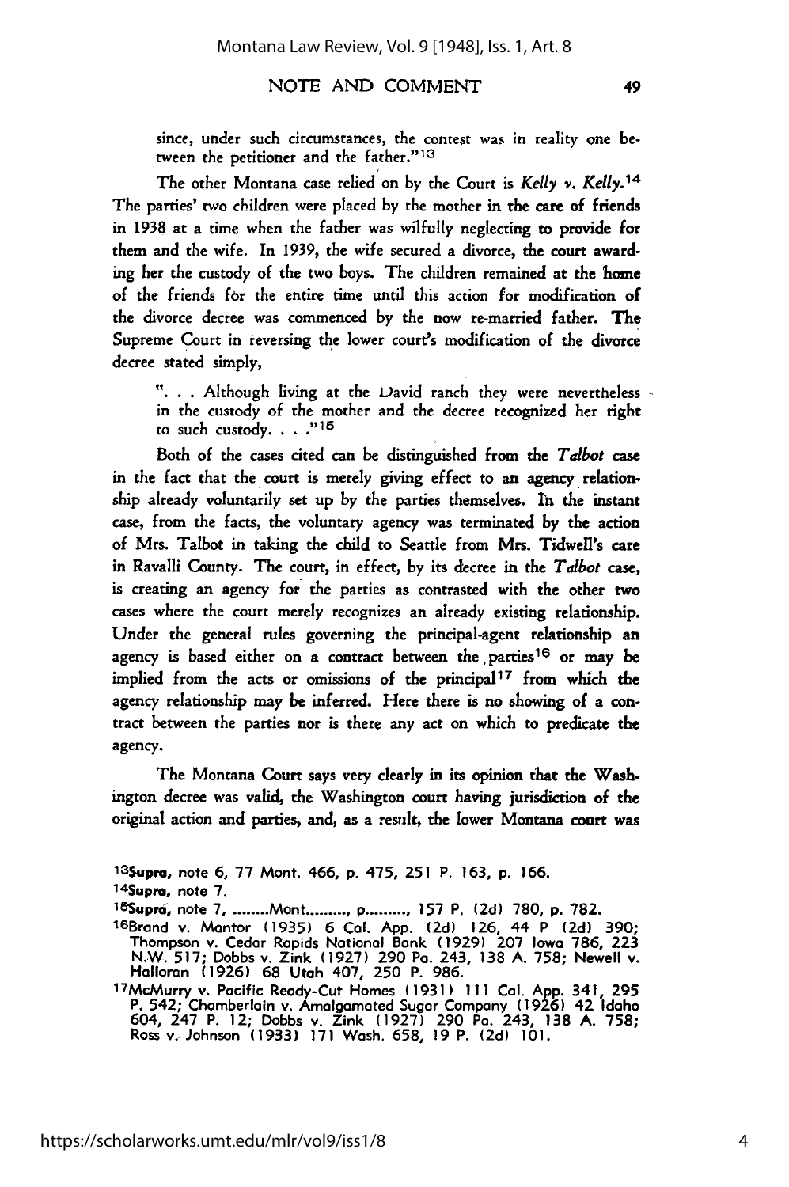since, under such circumstances, the contest was in reality one between the petitioner and the father."[13]

The other Montana case relied on by the Court is *Kelly v. Kelly.*[14] The parties' two children were placed by the mother in the care of friends in 1938 at a time when the father was wilfully neglecting to provide for them and the wife. In 1939, the wife secured a divorce, the court awarding her the custody of the two boys. The children remained at the home of the friends for the entire time until this action for modification of the divorce decree was commenced by the now re-married father. The Supreme Court in reversing the lower court's modification of the divorce decree stated simply,

> ". . . Although living at the David ranch they were nevertheless in the custody of the mother and the decree recognized her right to such custody. . . ."[15]

Both of the cases cited can be distinguished from the *Talbot* case in the fact that the court is merely giving effect to an agency relationship already voluntarily set up by the parties themselves. In the instant case, from the facts, the voluntary agency was terminated by the action of Mrs. Talbot in taking the child to Seattle from Mrs. Tidwell's care in Ravalli County. The court, in effect, by its decree in the *Talbot* case, is creating an agency for the parties as contrasted with the other two cases where the court merely recognizes an already existing relationship. Under the general rules governing the principal-agent relationship an agency is based either on a contract between the parties[16] or may be implied from the acts or omissions of the principal[17] from which the agency relationship may be inferred. Here there is no showing of a contract between the parties nor is there any act on which to predicate the agency.

The Montana Court says very clearly in its opinion that the Washington decree was valid, the Washington court having jurisdiction of the original action and parties, and, as a result, the lower Montana court was

---

[13]*Supra*, note 6, 77 Mont. 466, p. 475, 251 P. 163, p. 166.

[14]*Supra*, note 7.

[15]*Supra*, note 7, ........Mont........., p.........., 157 P. (2d) 780, p. 782.

[16]Brand v. Mantor (1935) 6 Cal. App. (2d) 126, 44 P (2d) 390; Thompson v. Cedar Rapids National Bank (1929) 207 Iowa 786, 223 N.W. 517; Dobbs v. Zink (1927) 290 Pa. 243, 138 A. 758; Newell v. Halloran (1926) 68 Utah 407, 250 P. 986.

[17]McMurry v. Pacific Ready-Cut Homes (1931) 111 Cal. App. 341, 295 P. 542; Chamberlain v. Amalgamated Sugar Company (1926) 42 Idaho 604, 247 P. 12; Dobbs v. Zink (1927) 290 Pa. 243, 138 A. 758; Ross v. Johnson (1933) 171 Wash. 658, 19 P. (2d) 101.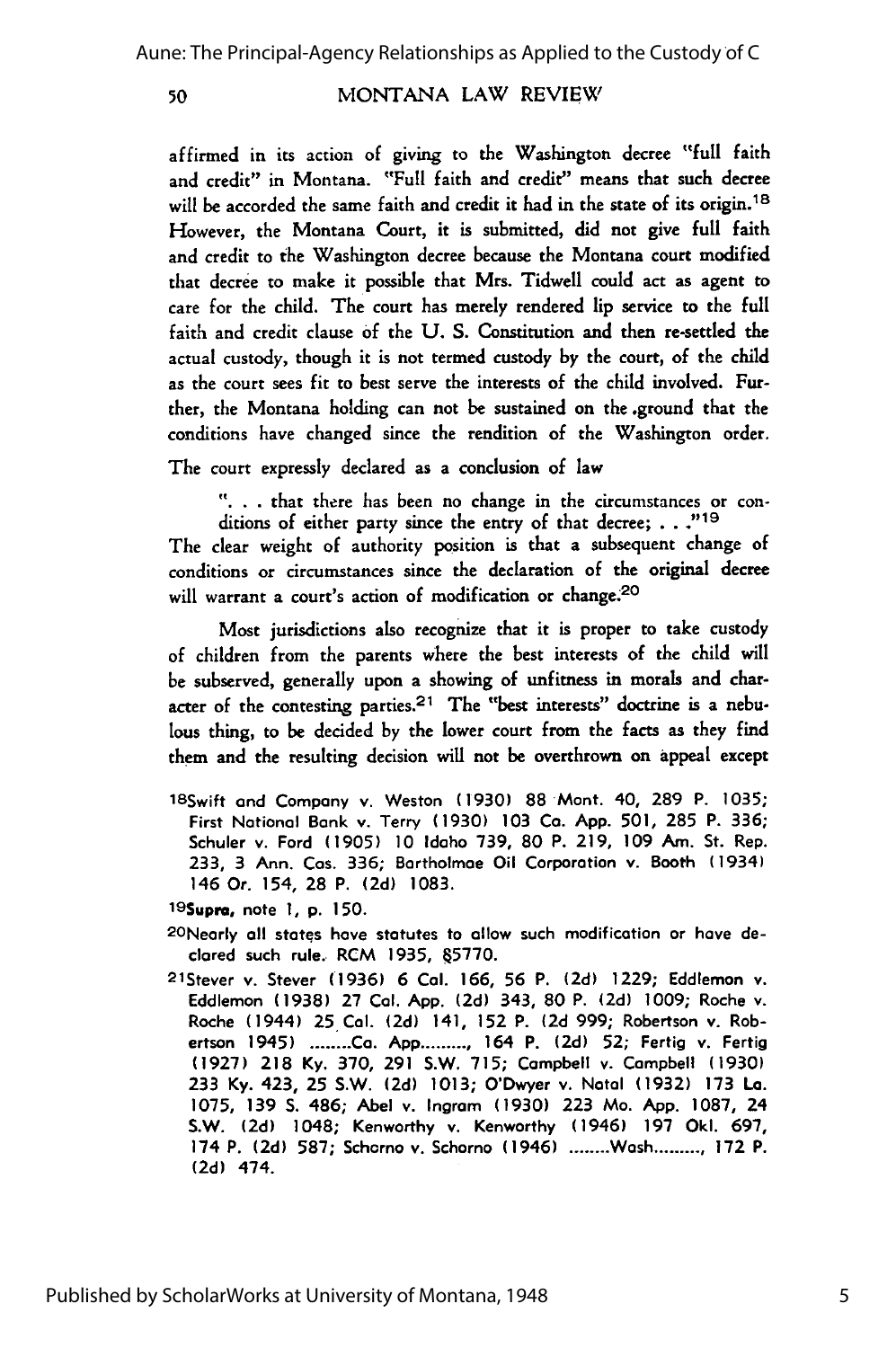affirmed in its action of giving to the Washington decree "full faith and credit" in Montana. "Full faith and credit" means that such decree will be accorded the same faith and credit it had in the state of its origin.[18] However, the Montana Court, it is submitted, did not give full faith and credit to the Washington decree because the Montana court modified that decree to make it possible that Mrs. Tidwell could act as agent to care for the child. The court has merely rendered lip service to the full faith and credit clause of the U. S. Constitution and then re-settled the actual custody, though it is not termed custody by the court, of the child as the court sees fit to best serve the interests of the child involved. Further, the Montana holding can not be sustained on the ground that the conditions have changed since the rendition of the Washington order.

The court expressly declared as a conclusion of law

> ". . . that there has been no change in the circumstances or conditions of either party since the entry of that decree; . . ."[19]

The clear weight of authority position is that a subsequent change of conditions or circumstances since the declaration of the original decree will warrant a court's action of modification or change.[20]

Most jurisdictions also recognize that it is proper to take custody of children from the parents where the best interests of the child will be subserved, generally upon a showing of unfitness in morals and character of the contesting parties.[21] The "best interests" doctrine is a nebulous thing, to be decided by the lower court from the facts as they find them and the resulting decision will not be overthrown on appeal except

---

[18]Swift and Company v. Weston (1930) 88 Mont. 40, 289 P. 1035; First National Bank v. Terry (1930) 103 Ca. App. 501, 285 P. 336; Schuler v. Ford (1905) 10 Idaho 739, 80 P. 219, 109 Am. St. Rep. 233, 3 Ann. Cas. 336; Bartholmae Oil Corporation v. Booth (1934) 146 Or. 154, 28 P. (2d) 1083.

[19]**Supra**, note 1, p. 150.

[20]Nearly all states have statutes to allow such modification or have declared such rule. RCM 1935, §5770.

[21]Stever v. Stever (1936) 6 Cal. 166, 56 P. (2d) 1229; Eddlemon v. Eddlemon (1938) 27 Cal. App. (2d) 343, 80 P. (2d) 1009; Roche v. Roche (1944) 25 Cal. (2d) 141, 152 P. (2d 999; Robertson v. Robertson 1945) ........Ca. App.........., 164 P. (2d) 52; Fertig v. Fertig (1927) 218 Ky. 370, 291 S.W. 715; Campbell v. Campbell (1930) 233 Ky. 423, 25 S.W. (2d) 1013; O'Dwyer v. Natal (1932) 173 La. 1075, 139 S. 486; Abel v. Ingram (1930) 223 Mo. App. 1087, 24 S.W. (2d) 1048; Kenworthy v. Kenworthy (1946) 197 Okl. 697, 174 P. (2d) 587; Scharno v. Scharno (1946) ........Wash.........., 172 P. (2d) 474.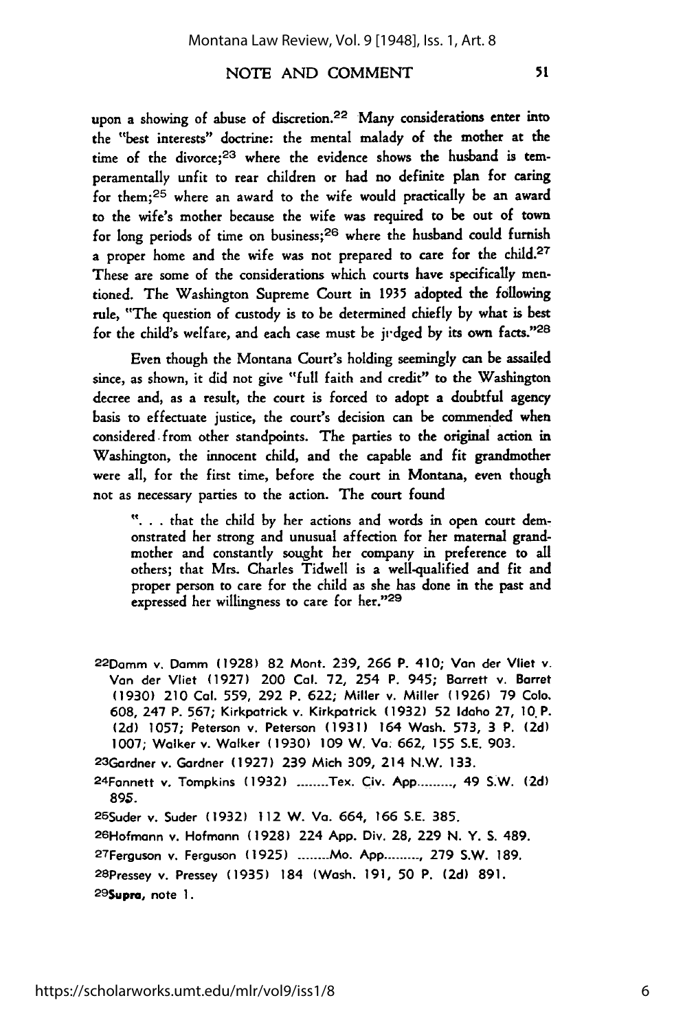upon a showing of abuse of discretion.[22] Many considerations enter into the "best interests" doctrine: the mental malady of the mother at the time of the divorce;[23] where the evidence shows the husband is temperamentally unfit to rear children or had no definite plan for caring for them;[25] where an award to the wife would practically be an award to the wife's mother because the wife was required to be out of town for long periods of time on business;[26] where the husband could furnish a proper home and the wife was not prepared to care for the child.[27] These are some of the considerations which courts have specifically mentioned. The Washington Supreme Court in 1935 adopted the following rule, "The question of custody is to be determined chiefly by what is best for the child's welfare, and each case must be judged by its own facts."[28]

Even though the Montana Court's holding seemingly can be assailed since, as shown, it did not give "full faith and credit" to the Washington decree and, as a result, the court is forced to adopt a doubtful agency basis to effectuate justice, the court's decision can be commended when considered from other standpoints. The parties to the original action in Washington, the innocent child, and the capable and fit grandmother were all, for the first time, before the court in Montana, even though not as necessary parties to the action. The court found

> ". . . that the child by her actions and words in open court demonstrated her strong and unusual affection for her maternal grandmother and constantly sought her company in preference to all others; that Mrs. Charles Tidwell is a well-qualified and fit and proper person to care for the child as she has done in the past and expressed her willingness to care for her."[29]

---

[22]Damm v. Damm (1928) 82 Mont. 239, 266 P. 410; Van der Vliet v. Van der Vliet (1927) 200 Cal. 72, 254 P. 945; Barrett v. Barret (1930) 210 Cal. 559, 292 P. 622; Miller v. Miller (1926) 79 Colo. 608, 247 P. 567; Kirkpatrick v. Kirkpatrick (1932) 52 Idaho 27, 10 P. (2d) 1057; Peterson v. Peterson (1931) 164 Wash. 573, 3 P. (2d) 1007; Walker v. Walker (1930) 109 W. Va. 662, 155 S.E. 903.

[23]Gardner v. Gardner (1927) 239 Mich 309, 214 N.W. 133.

[24]Fannett v. Tompkins (1932) ........Tex. Civ. App.........., 49 S.W. (2d) 895.

[25]Suder v. Suder (1932) 112 W. Va. 664, 166 S.E. 385.

[26]Hofmann v. Hofmann (1928) 224 App. Div. 28, 229 N. Y. S. 489.

[27]Ferguson v. Ferguson (1925) ........Mo. App.........., 279 S.W. 189.

[28]Pressey v. Pressey (1935) 184 (Wash. 191, 50 P. (2d) 891.

[29]**Supra**, note 1.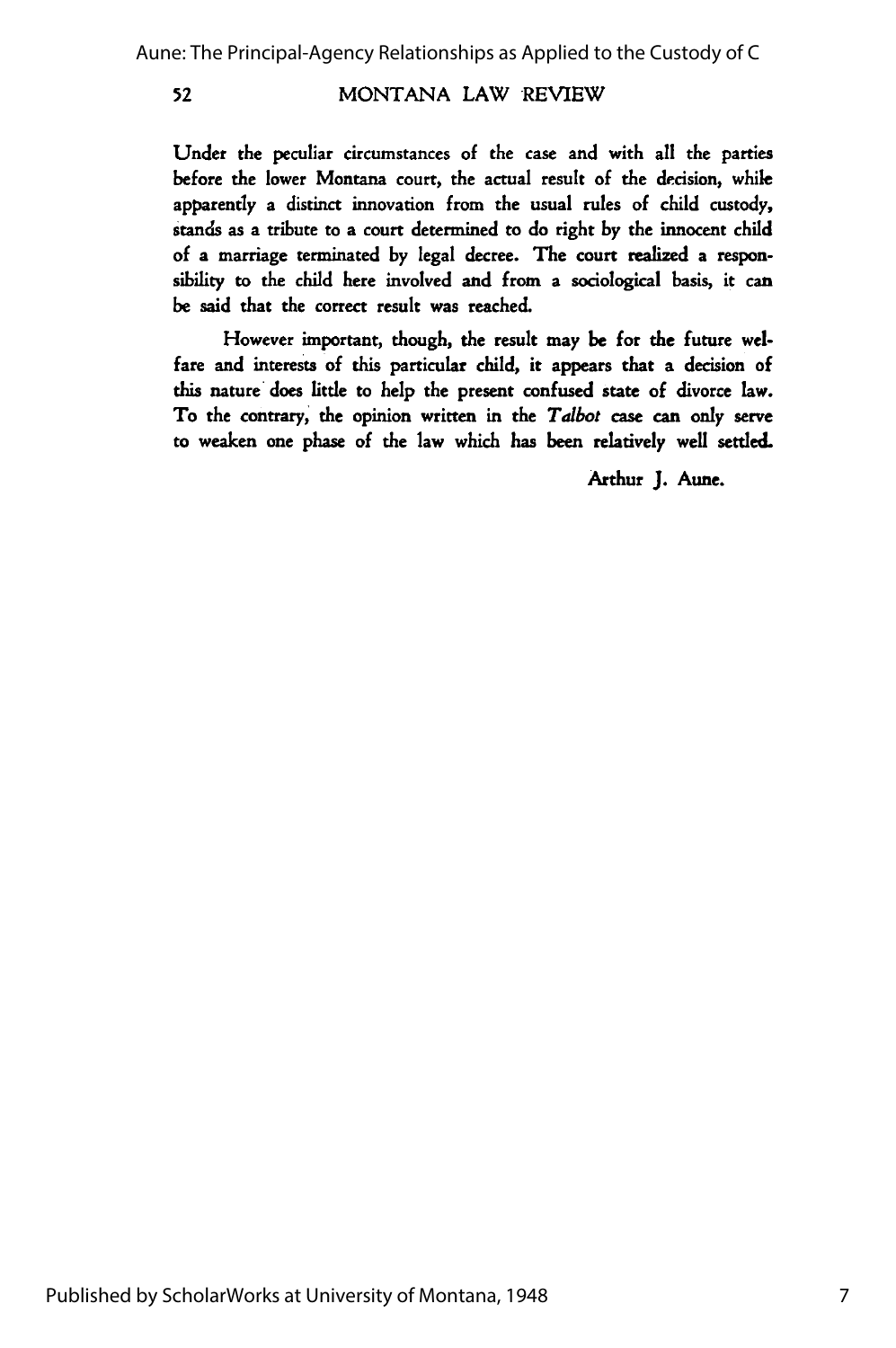Under the peculiar circumstances of the case and with all the parties before the lower Montana court, the actual result of the decision, while apparently a distinct innovation from the usual rules of child custody, stands as a tribute to a court determined to do right by the innocent child of a marriage terminated by legal decree. The court realized a responsibility to the child here involved and from a sociological basis, it can be said that the correct result was reached.

However important, though, the result may be for the future welfare and interests of this particular child, it appears that a decision of this nature does little to help the present confused state of divorce law. To the contrary, the opinion written in the *Talbot* case can only serve to weaken one phase of the law which has been relatively well settled.

Arthur J. Aune.